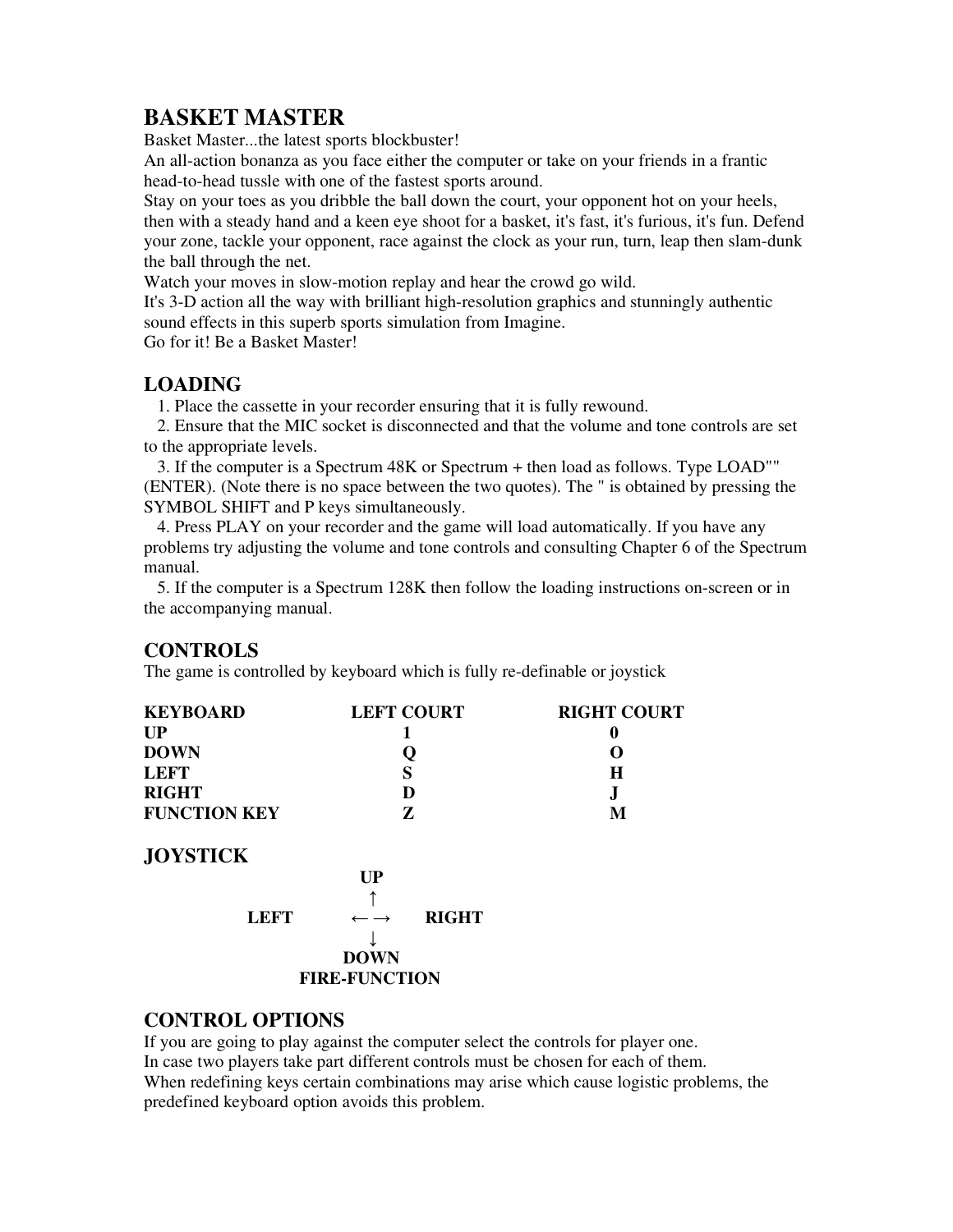# BASKET MASTER

Basket Master...the latest sports blockbuster!
An all-action bonanza as you face either the computer or take on your friends in a frantic head-to-head tussle with one of the fastest sports around.
Stay on your toes as you dribble the ball down the court, your opponent hot on your heels, then with a steady hand and a keen eye shoot for a basket, it's fast, it's furious, it's fun. Defend your zone, tackle your opponent, race against the clock as your run, turn, leap then slam-dunk the ball through the net.
Watch your moves in slow-motion replay and hear the crowd go wild.
It's 3-D action all the way with brilliant high-resolution graphics and stunningly authentic sound effects in this superb sports simulation from Imagine.
Go for it! Be a Basket Master!

## LOADING

1. Place the cassette in your recorder ensuring that it is fully rewound.
2. Ensure that the MIC socket is disconnected and that the volume and tone controls are set to the appropriate levels.
3. If the computer is a Spectrum 48K or Spectrum + then load as follows. Type LOAD"" (ENTER). (Note there is no space between the two quotes). The " is obtained by pressing the SYMBOL SHIFT and P keys simultaneously.
4. Press PLAY on your recorder and the game will load automatically. If you have any problems try adjusting the volume and tone controls and consulting Chapter 6 of the Spectrum manual.
5. If the computer is a Spectrum 128K then follow the loading instructions on-screen or in the accompanying manual.

## CONTROLS

The game is controlled by keyboard which is fully re-definable or joystick

| KEYBOARD | LEFT COURT | RIGHT COURT |
|---|---|---|
| UP | 1 | 0 |
| DOWN | Q | O |
| LEFT | S | H |
| RIGHT | D | J |
| FUNCTION KEY | Z | M |

## JOYSTICK

**UP**
↑
**LEFT** ← → **RIGHT**
↓
**DOWN**
**FIRE-FUNCTION**

## CONTROL OPTIONS

If you are going to play against the computer select the controls for player one.
In case two players take part different controls must be chosen for each of them.
When redefining keys certain combinations may arise which cause logistic problems, the predefined keyboard option avoids this problem.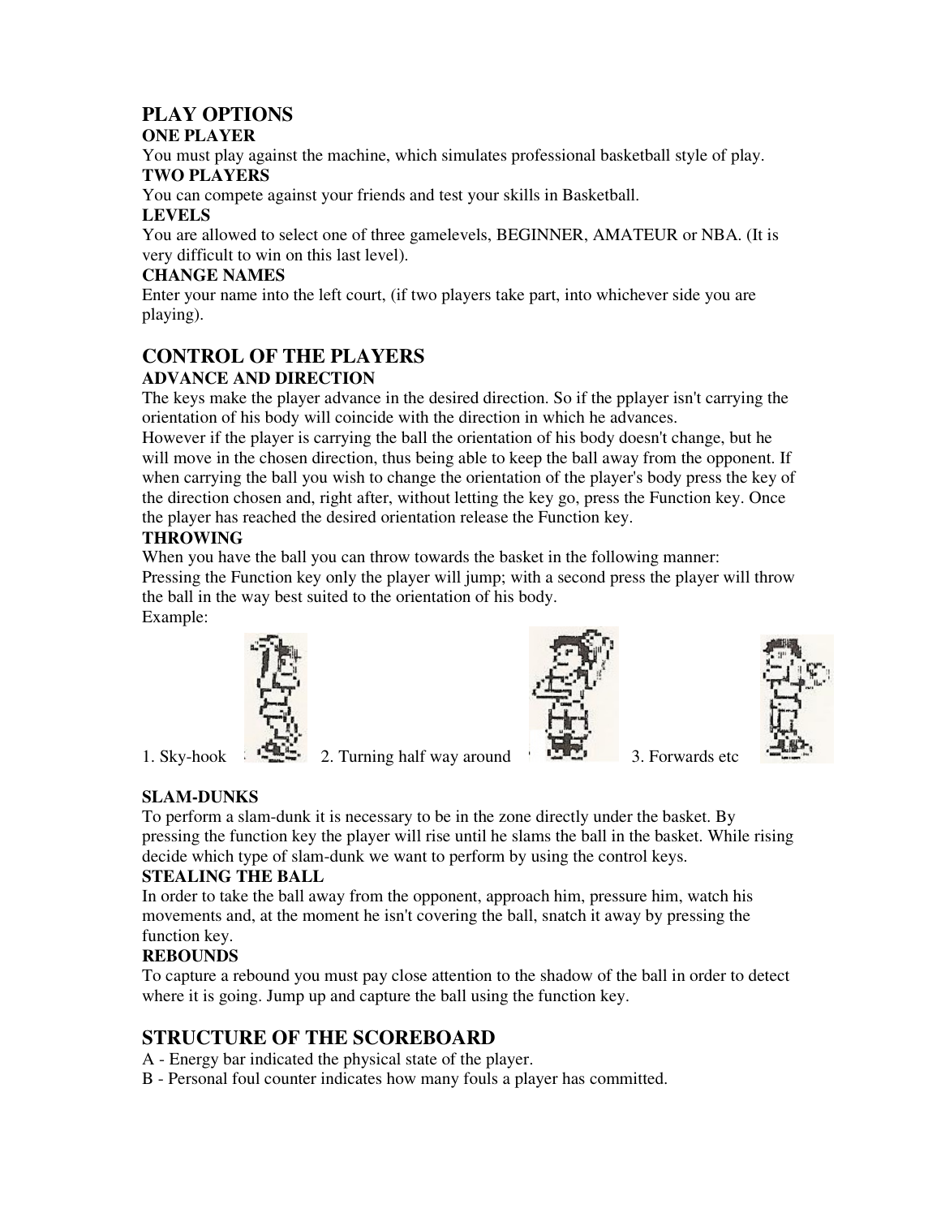## PLAY OPTIONS

### ONE PLAYER

You must play against the machine, which simulates professional basketball style of play.

### TWO PLAYERS

You can compete against your friends and test your skills in Basketball.

### LEVELS

You are allowed to select one of three gamelevels, BEGINNER, AMATEUR or NBA. (It is very difficult to win on this last level).

### CHANGE NAMES

Enter your name into the left court, (if two players take part, into whichever side you are playing).

## CONTROL OF THE PLAYERS

### ADVANCE AND DIRECTION

The keys make the player advance in the desired direction. So if the pplayer isn't carrying the orientation of his body will coincide with the direction in which he advances.

However if the player is carrying the ball the orientation of his body doesn't change, but he will move in the chosen direction, thus being able to keep the ball away from the opponent. If when carrying the ball you wish to change the orientation of the player's body press the key of the direction chosen and, right after, without letting the key go, press the Function key. Once the player has reached the desired orientation release the Function key.

### THROWING

When you have the ball you can throw towards the basket in the following manner:

Pressing the Function key only the player will jump; with a second press the player will throw the ball in the way best suited to the orientation of his body.

Example:

1. Sky-hook 2. Turning half way around 3. Forwards etc

### SLAM-DUNKS

To perform a slam-dunk it is necessary to be in the zone directly under the basket. By pressing the function key the player will rise until he slams the ball in the basket. While rising decide which type of slam-dunk we want to perform by using the control keys.

### STEALING THE BALL

In order to take the ball away from the opponent, approach him, pressure him, watch his movements and, at the moment he isn't covering the ball, snatch it away by pressing the function key.

### REBOUNDS

To capture a rebound you must pay close attention to the shadow of the ball in order to detect where it is going. Jump up and capture the ball using the function key.

## STRUCTURE OF THE SCOREBOARD

A - Energy bar indicated the physical state of the player.

B - Personal foul counter indicates how many fouls a player has committed.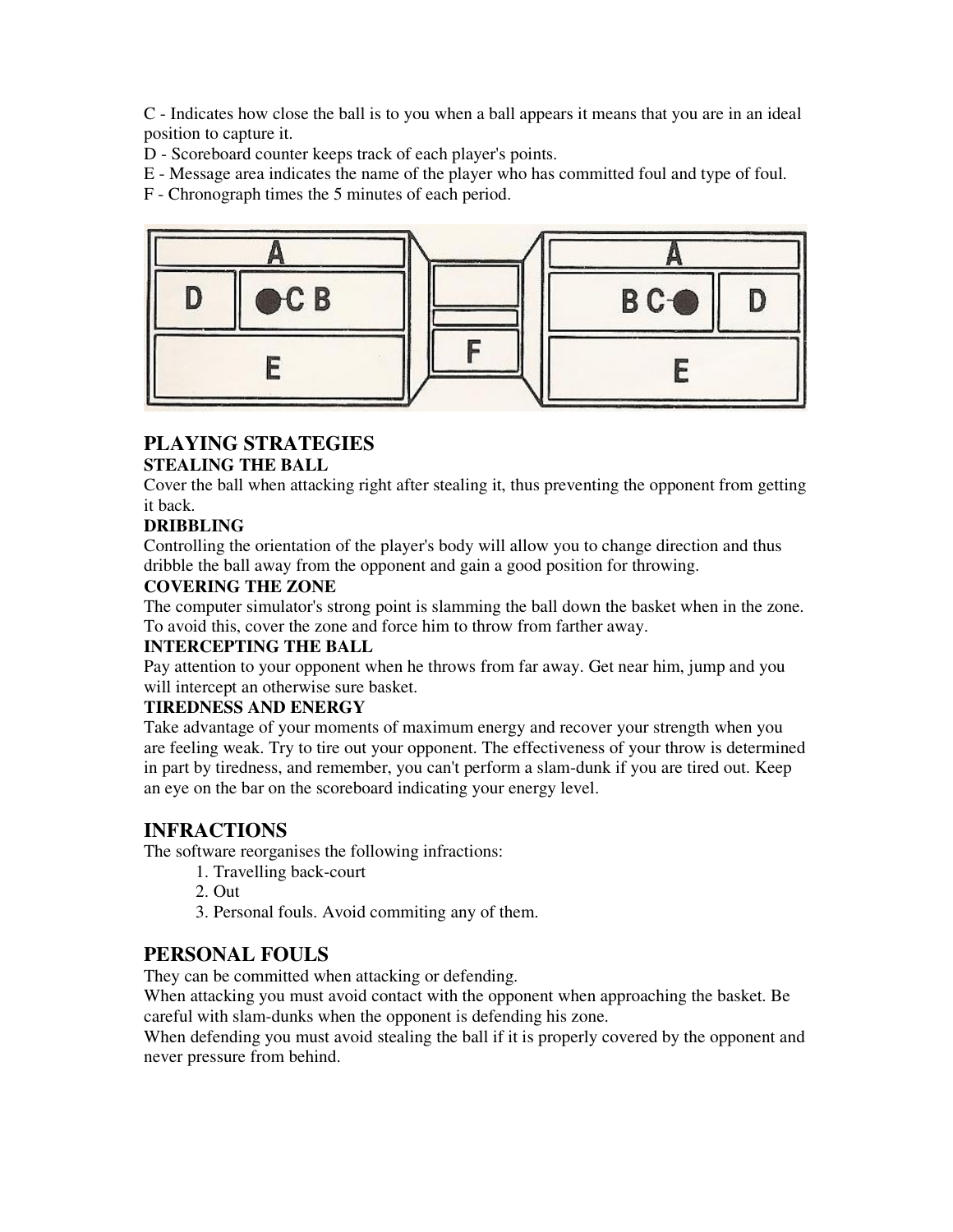C - Indicates how close the ball is to you when a ball appears it means that you are in an ideal position to capture it.

D - Scoreboard counter keeps track of each player's points.

E - Message area indicates the name of the player who has committed foul and type of foul.

F - Chronograph times the 5 minutes of each period.

## PLAYING STRATEGIES

### STEALING THE BALL

Cover the ball when attacking right after stealing it, thus preventing the opponent from getting it back.

### DRIBBLING

Controlling the orientation of the player's body will allow you to change direction and thus dribble the ball away from the opponent and gain a good position for throwing.

### COVERING THE ZONE

The computer simulator's strong point is slamming the ball down the basket when in the zone. To avoid this, cover the zone and force him to throw from farther away.

### INTERCEPTING THE BALL

Pay attention to your opponent when he throws from far away. Get near him, jump and you will intercept an otherwise sure basket.

### TIREDNESS AND ENERGY

Take advantage of your moments of maximum energy and recover your strength when you are feeling weak. Try to tire out your opponent. The effectiveness of your throw is determined in part by tiredness, and remember, you can't perform a slam-dunk if you are tired out. Keep an eye on the bar on the scoreboard indicating your energy level.

## INFRACTIONS

The software reorganises the following infractions:

1. Travelling back-court
2. Out
3. Personal fouls. Avoid commiting any of them.

## PERSONAL FOULS

They can be committed when attacking or defending.

When attacking you must avoid contact with the opponent when approaching the basket. Be careful with slam-dunks when the opponent is defending his zone.

When defending you must avoid stealing the ball if it is properly covered by the opponent and never pressure from behind.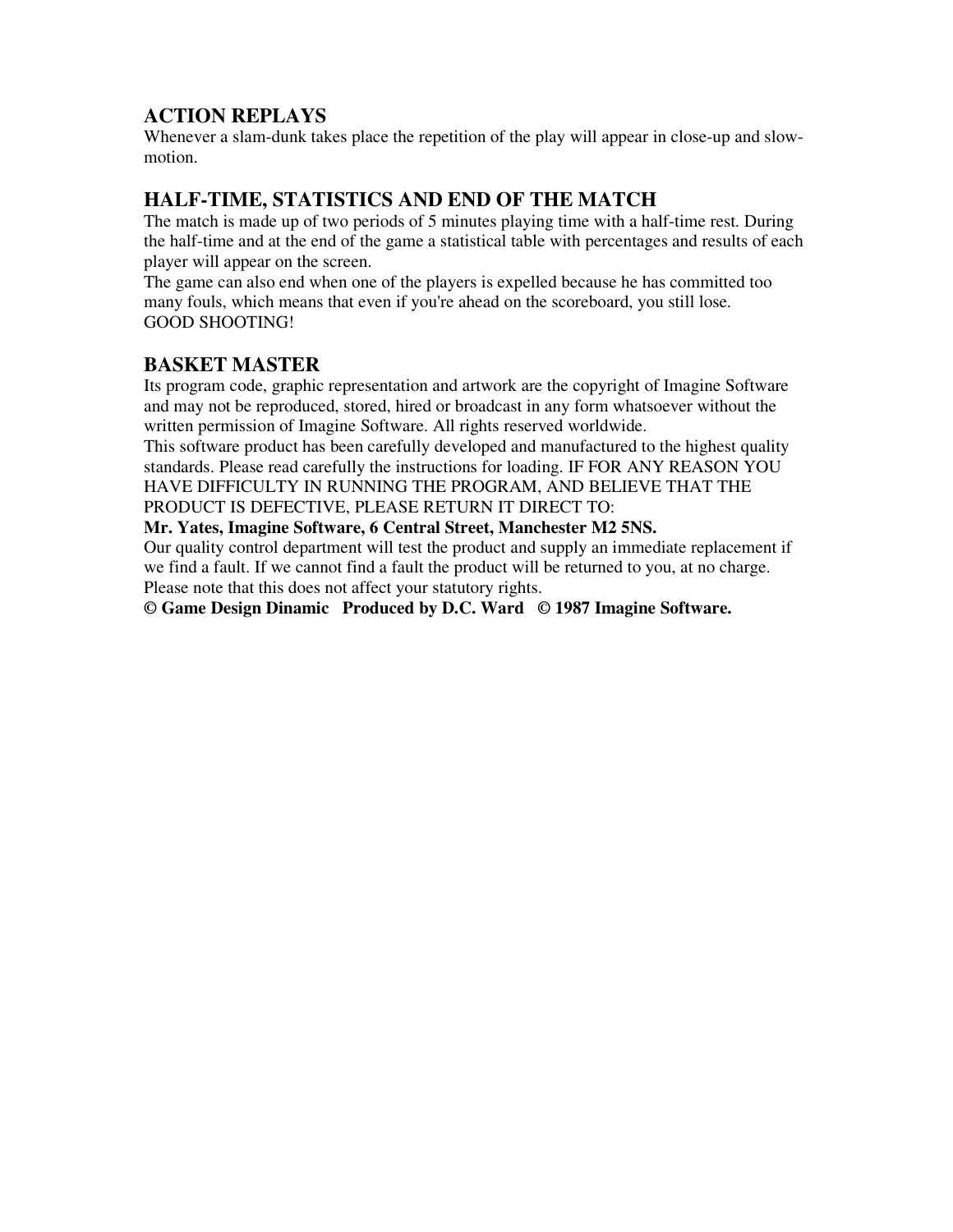## ACTION REPLAYS

Whenever a slam-dunk takes place the repetition of the play will appear in close-up and slow-motion.

## HALF-TIME, STATISTICS AND END OF THE MATCH

The match is made up of two periods of 5 minutes playing time with a half-time rest. During the half-time and at the end of the game a statistical table with percentages and results of each player will appear on the screen.

The game can also end when one of the players is expelled because he has committed too many fouls, which means that even if you're ahead on the scoreboard, you still lose.

GOOD SHOOTING!

## BASKET MASTER

Its program code, graphic representation and artwork are the copyright of Imagine Software and may not be reproduced, stored, hired or broadcast in any form whatsoever without the written permission of Imagine Software. All rights reserved worldwide.

This software product has been carefully developed and manufactured to the highest quality standards. Please read carefully the instructions for loading. IF FOR ANY REASON YOU HAVE DIFFICULTY IN RUNNING THE PROGRAM, AND BELIEVE THAT THE PRODUCT IS DEFECTIVE, PLEASE RETURN IT DIRECT TO:

**Mr. Yates, Imagine Software, 6 Central Street, Manchester M2 5NS.**

Our quality control department will test the product and supply an immediate replacement if we find a fault. If we cannot find a fault the product will be returned to you, at no charge. Please note that this does not affect your statutory rights.

**© Game Design Dinamic   Produced by D.C. Ward   © 1987 Imagine Software.**